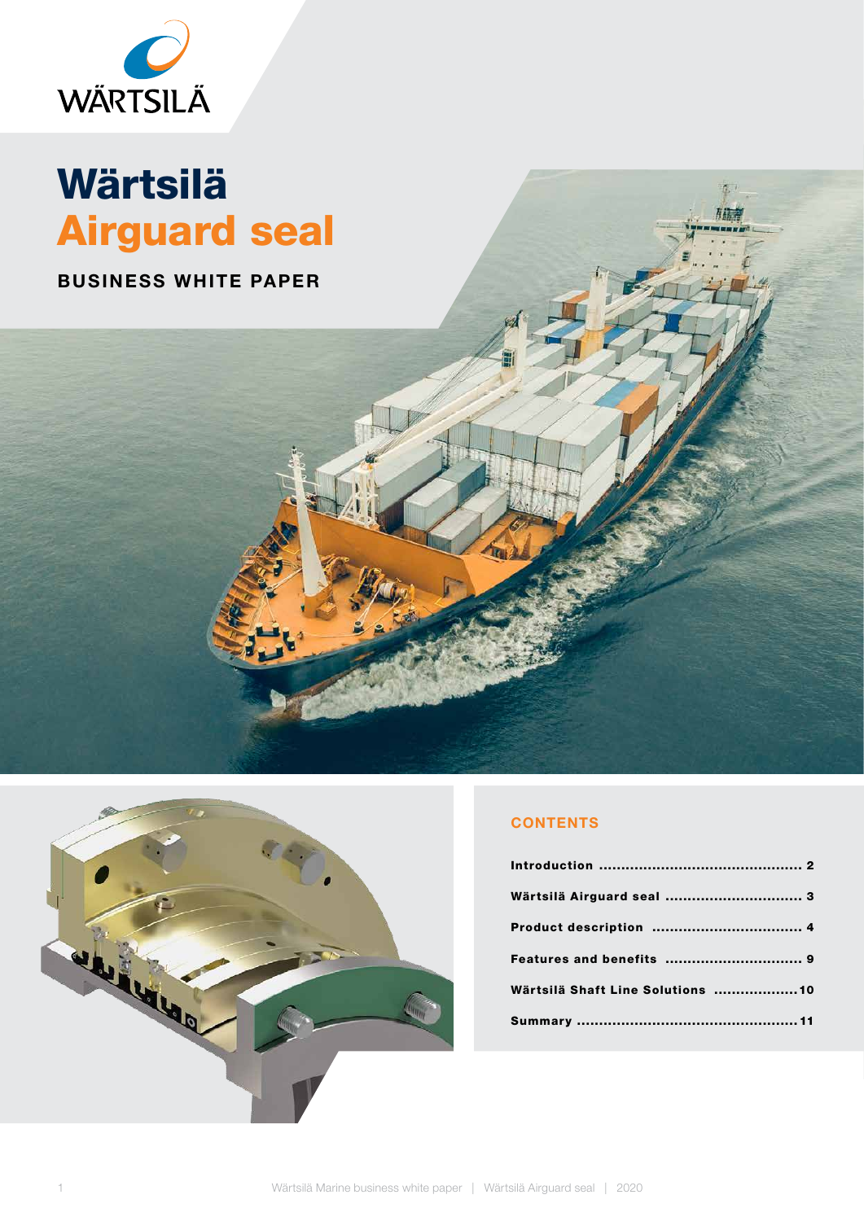# Wärtsilä Airguard seal

**BUSINESS WHITE PAPER**

## CONTENTS

| | |
|---|---|
| **Introduction** | **2** |
| **Wärtsilä Airguard seal** | **3** |
| **Product description** | **4** |
| **Features and benefits** | **9** |
| **Wärtsilä Shaft Line Solutions** | **10** |
| **Summary** | **11** |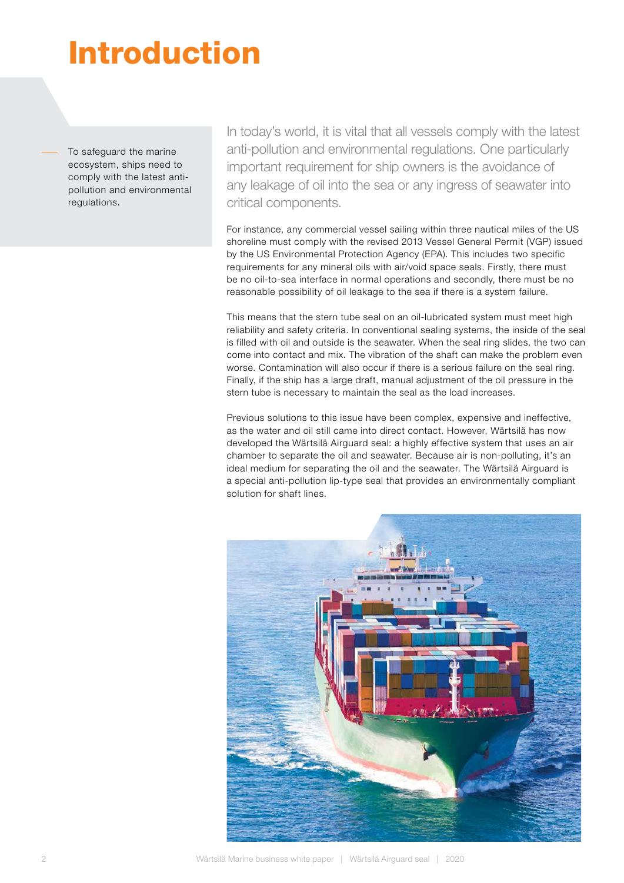# Introduction

To safeguard the marine ecosystem, ships need to comply with the latest anti-pollution and environmental regulations.

In today's world, it is vital that all vessels comply with the latest anti-pollution and environmental regulations. One particularly important requirement for ship owners is the avoidance of any leakage of oil into the sea or any ingress of seawater into critical components.

For instance, any commercial vessel sailing within three nautical miles of the US shoreline must comply with the revised 2013 Vessel General Permit (VGP) issued by the US Environmental Protection Agency (EPA). This includes two specific requirements for any mineral oils with air/void space seals. Firstly, there must be no oil-to-sea interface in normal operations and secondly, there must be no reasonable possibility of oil leakage to the sea if there is a system failure.

This means that the stern tube seal on an oil-lubricated system must meet high reliability and safety criteria. In conventional sealing systems, the inside of the seal is filled with oil and outside is the seawater. When the seal ring slides, the two can come into contact and mix. The vibration of the shaft can make the problem even worse. Contamination will also occur if there is a serious failure on the seal ring. Finally, if the ship has a large draft, manual adjustment of the oil pressure in the stern tube is necessary to maintain the seal as the load increases.

Previous solutions to this issue have been complex, expensive and ineffective, as the water and oil still came into direct contact. However, Wärtsilä has now developed the Wärtsilä Airguard seal: a highly effective system that uses an air chamber to separate the oil and seawater. Because air is non-polluting, it's an ideal medium for separating the oil and the seawater. The Wärtsilä Airguard is a special anti-pollution lip-type seal that provides an environmentally compliant solution for shaft lines.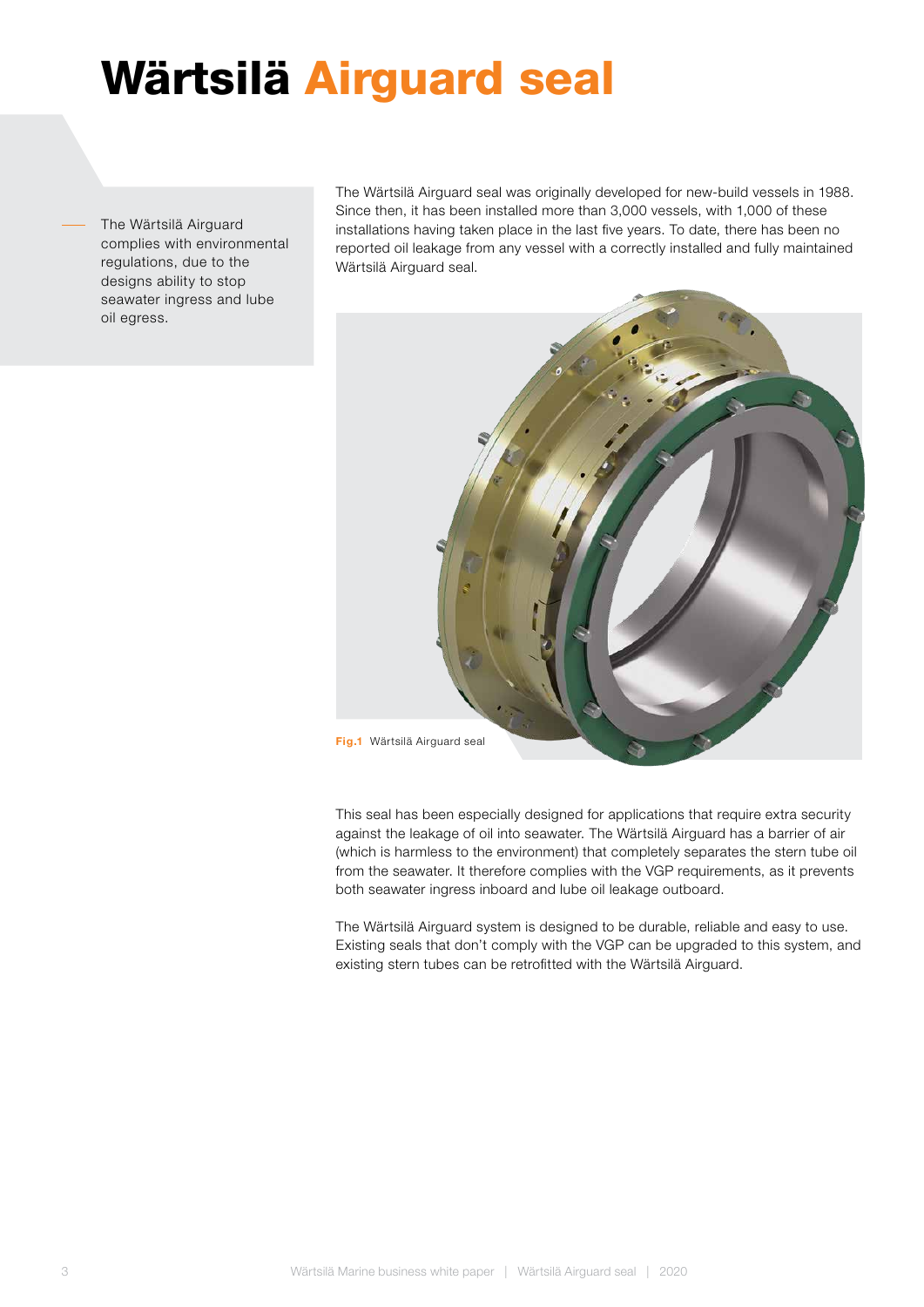# Wärtsilä Airguard seal

The Wärtsilä Airguard complies with environmental regulations, due to the designs ability to stop seawater ingress and lube oil egress.

The Wärtsilä Airguard seal was originally developed for new-build vessels in 1988. Since then, it has been installed more than 3,000 vessels, with 1,000 of these installations having taken place in the last five years. To date, there has been no reported oil leakage from any vessel with a correctly installed and fully maintained Wärtsilä Airguard seal.

**Fig.1** Wärtsilä Airguard seal

This seal has been especially designed for applications that require extra security against the leakage of oil into seawater. The Wärtsilä Airguard has a barrier of air (which is harmless to the environment) that completely separates the stern tube oil from the seawater. It therefore complies with the VGP requirements, as it prevents both seawater ingress inboard and lube oil leakage outboard.

The Wärtsilä Airguard system is designed to be durable, reliable and easy to use. Existing seals that don't comply with the VGP can be upgraded to this system, and existing stern tubes can be retrofitted with the Wärtsilä Airguard.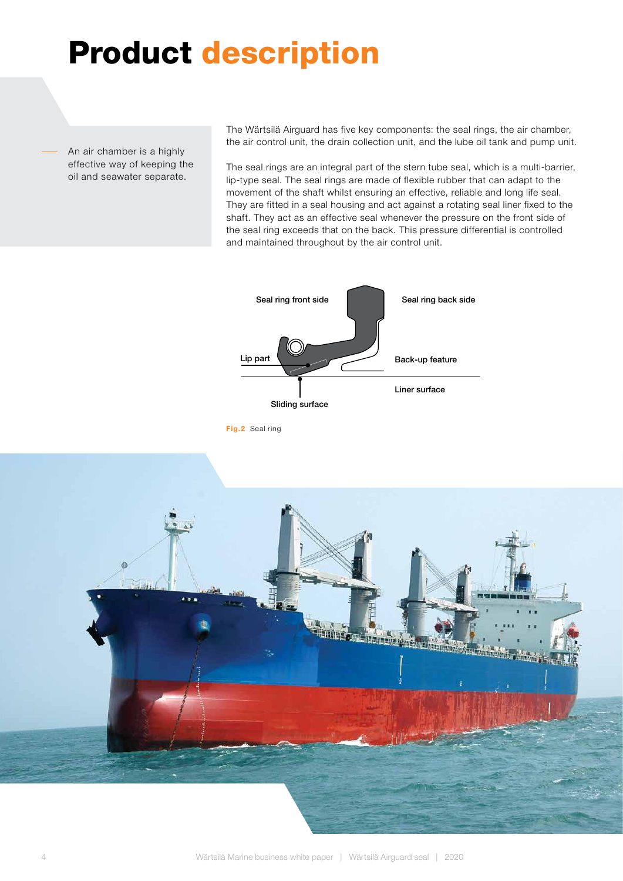# Product description

An air chamber is a highly effective way of keeping the oil and seawater separate.

The Wärtsilä Airguard has five key components: the seal rings, the air chamber, the air control unit, the drain collection unit, and the lube oil tank and pump unit.

The seal rings are an integral part of the stern tube seal, which is a multi-barrier, lip-type seal. The seal rings are made of flexible rubber that can adapt to the movement of the shaft whilst ensuring an effective, reliable and long life seal. They are fitted in a seal housing and act against a rotating seal liner fixed to the shaft. They act as an effective seal whenever the pressure on the front side of the seal ring exceeds that on the back. This pressure differential is controlled and maintained throughout by the air control unit.

Seal ring front side

Seal ring back side

Lip part

Back-up feature

Liner surface

Sliding surface

**Fig.2** Seal ring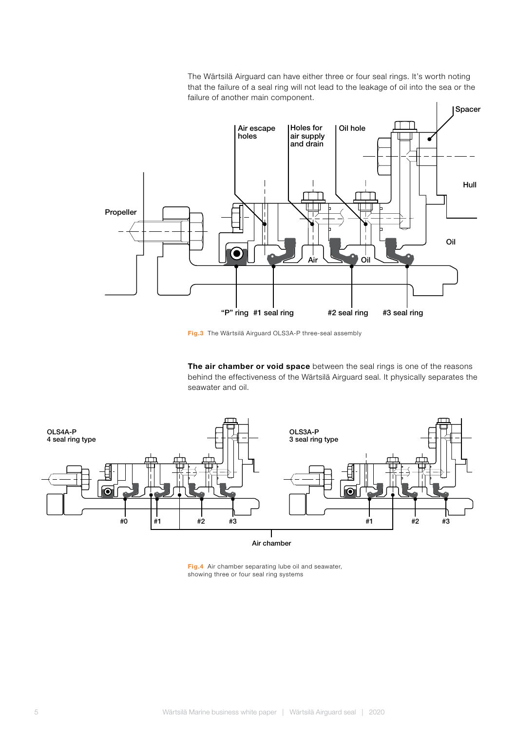The Wärtsilä Airguard can have either three or four seal rings. It's worth noting that the failure of a seal ring will not lead to the leakage of oil into the sea or the failure of another main component.

**Fig.3** The Wärtsilä Airguard OLS3A-P three-seal assembly

**The air chamber or void space** between the seal rings is one of the reasons behind the effectiveness of the Wärtsilä Airguard seal. It physically separates the seawater and oil.

**Fig.4** Air chamber separating lube oil and seawater, showing three or four seal ring systems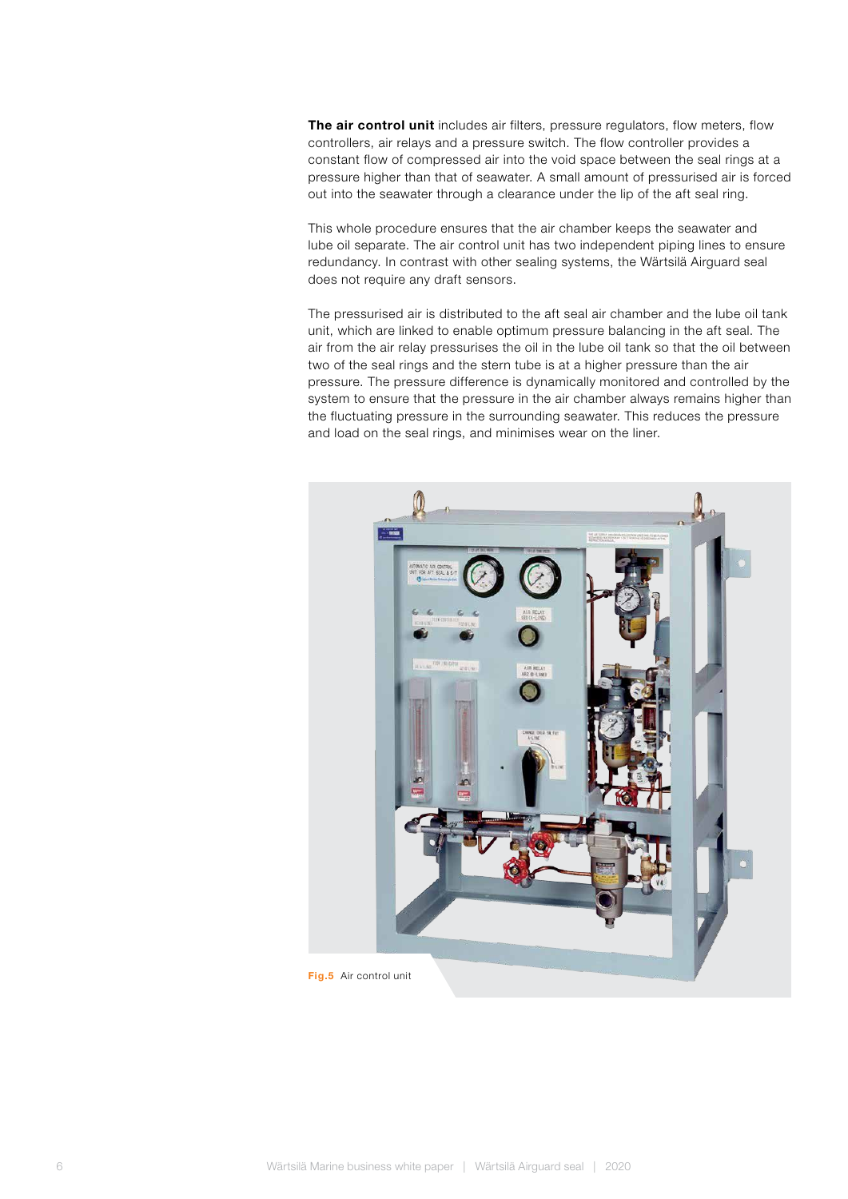**The air control unit** includes air filters, pressure regulators, flow meters, flow controllers, air relays and a pressure switch. The flow controller provides a constant flow of compressed air into the void space between the seal rings at a pressure higher than that of seawater. A small amount of pressurised air is forced out into the seawater through a clearance under the lip of the aft seal ring.

This whole procedure ensures that the air chamber keeps the seawater and lube oil separate. The air control unit has two independent piping lines to ensure redundancy. In contrast with other sealing systems, the Wärtsilä Airguard seal does not require any draft sensors.

The pressurised air is distributed to the aft seal air chamber and the lube oil tank unit, which are linked to enable optimum pressure balancing in the aft seal. The air from the air relay pressurises the oil in the lube oil tank so that the oil between two of the seal rings and the stern tube is at a higher pressure than the air pressure. The pressure difference is dynamically monitored and controlled by the system to ensure that the pressure in the air chamber always remains higher than the fluctuating pressure in the surrounding seawater. This reduces the pressure and load on the seal rings, and minimises wear on the liner.

**Fig.5** Air control unit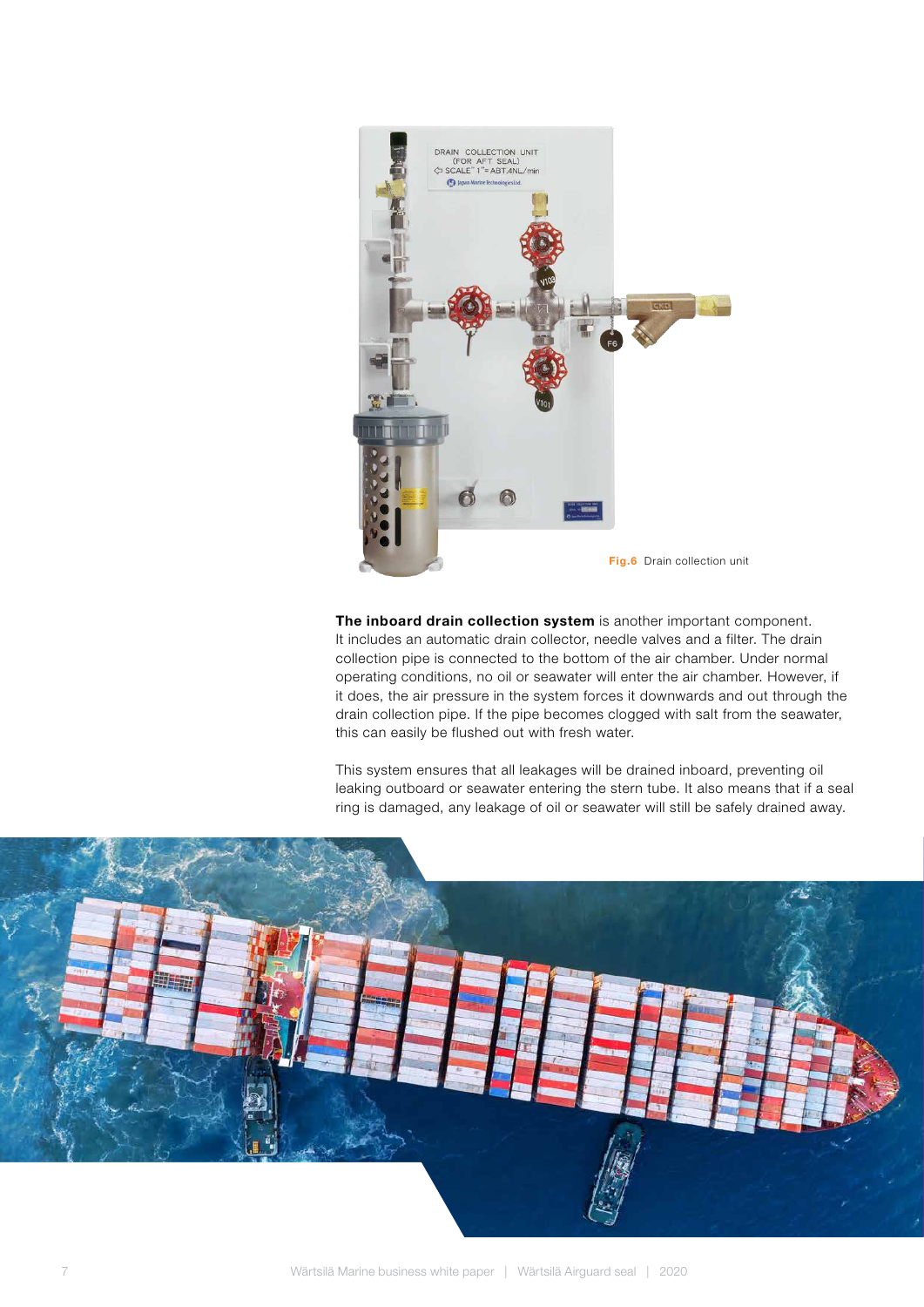Fig.6 Drain collection unit

**The inboard drain collection system** is another important component. It includes an automatic drain collector, needle valves and a filter. The drain collection pipe is connected to the bottom of the air chamber. Under normal operating conditions, no oil or seawater will enter the air chamber. However, if it does, the air pressure in the system forces it downwards and out through the drain collection pipe. If the pipe becomes clogged with salt from the seawater, this can easily be flushed out with fresh water.

This system ensures that all leakages will be drained inboard, preventing oil leaking outboard or seawater entering the stern tube. It also means that if a seal ring is damaged, any leakage of oil or seawater will still be safely drained away.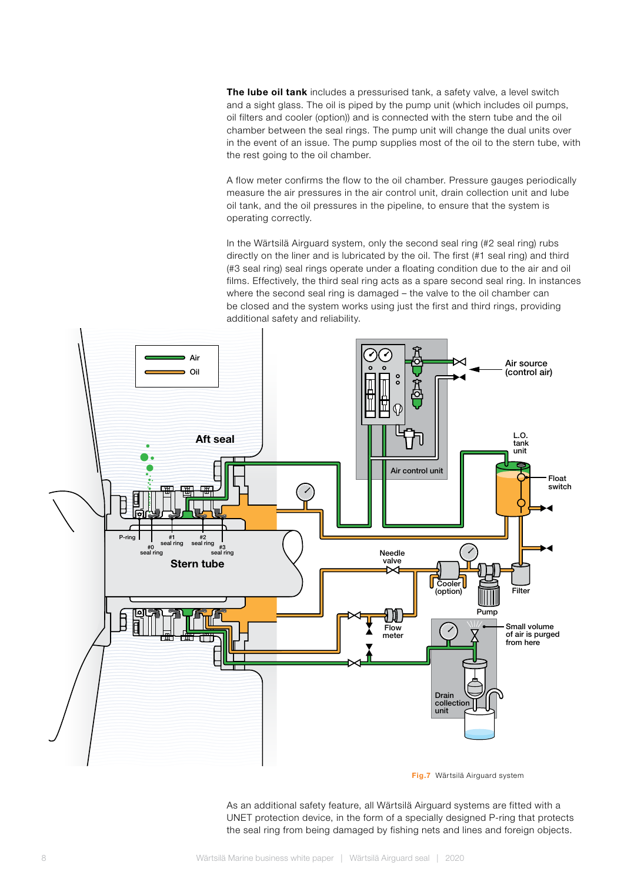**The lube oil tank** includes a pressurised tank, a safety valve, a level switch and a sight glass. The oil is piped by the pump unit (which includes oil pumps, oil filters and cooler (option)) and is connected with the stern tube and the oil chamber between the seal rings. The pump unit will change the dual units over in the event of an issue. The pump supplies most of the oil to the stern tube, with the rest going to the oil chamber.

A flow meter confirms the flow to the oil chamber. Pressure gauges periodically measure the air pressures in the air control unit, drain collection unit and lube oil tank, and the oil pressures in the pipeline, to ensure that the system is operating correctly.

In the Wärtsilä Airguard system, only the second seal ring (#2 seal ring) rubs directly on the liner and is lubricated by the oil. The first (#1 seal ring) and third (#3 seal ring) seal rings operate under a floating condition due to the air and oil films. Effectively, the third seal ring acts as a spare second seal ring. In instances where the second seal ring is damaged – the valve to the oil chamber can be closed and the system works using just the first and third rings, providing additional safety and reliability.

**Fig.7** Wärtsilä Airguard system

As an additional safety feature, all Wärtsilä Airguard systems are fitted with a UNET protection device, in the form of a specially designed P-ring that protects the seal ring from being damaged by fishing nets and lines and foreign objects.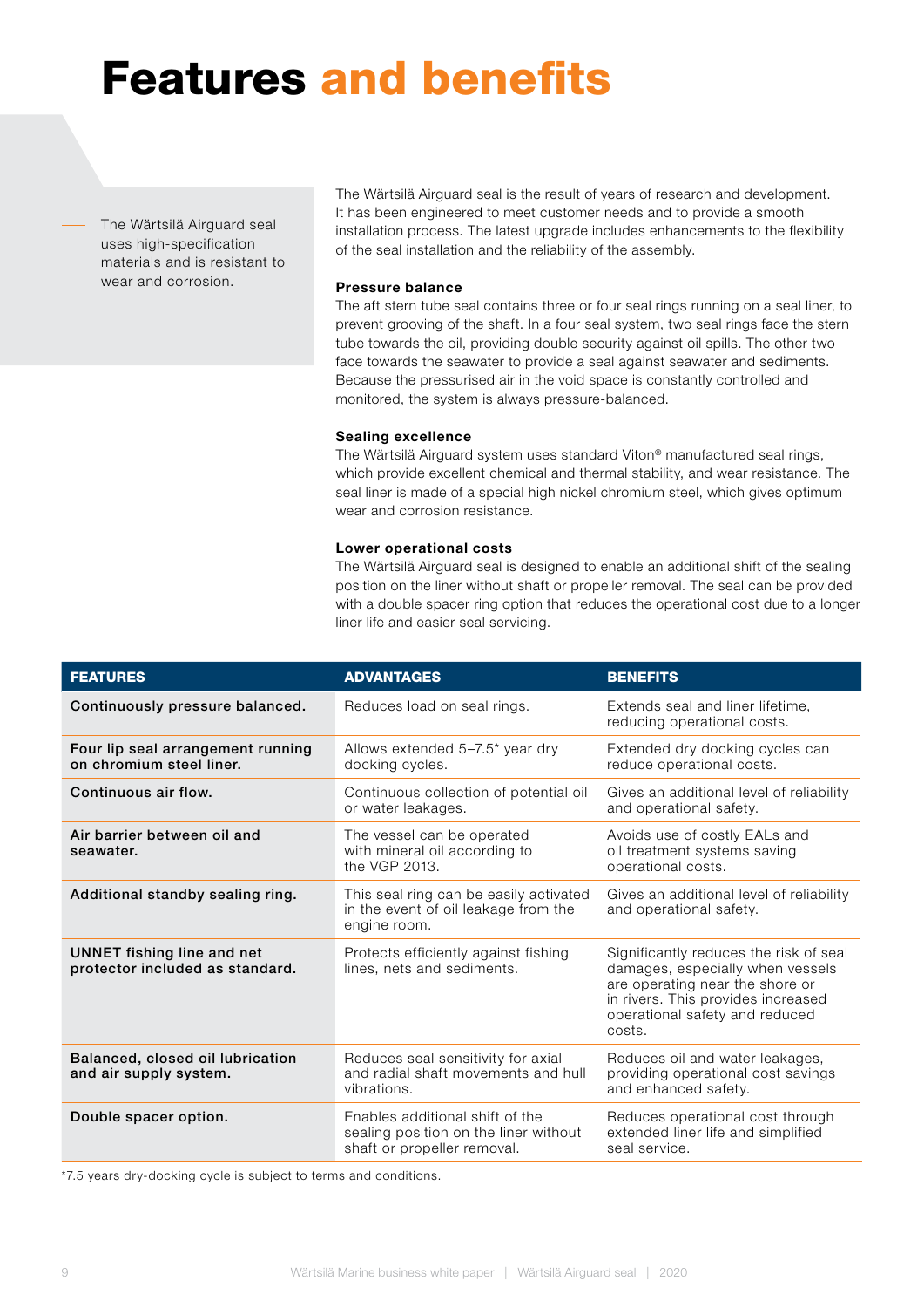# Features and benefits

The Wärtsilä Airguard seal uses high-specification materials and is resistant to wear and corrosion.

The Wärtsilä Airguard seal is the result of years of research and development. It has been engineered to meet customer needs and to provide a smooth installation process. The latest upgrade includes enhancements to the flexibility of the seal installation and the reliability of the assembly.

**Pressure balance**
The aft stern tube seal contains three or four seal rings running on a seal liner, to prevent grooving of the shaft. In a four seal system, two seal rings face the stern tube towards the oil, providing double security against oil spills. The other two face towards the seawater to provide a seal against seawater and sediments. Because the pressurised air in the void space is constantly controlled and monitored, the system is always pressure-balanced.

**Sealing excellence**
The Wärtsilä Airguard system uses standard Viton® manufactured seal rings, which provide excellent chemical and thermal stability, and wear resistance. The seal liner is made of a special high nickel chromium steel, which gives optimum wear and corrosion resistance.

**Lower operational costs**
The Wärtsilä Airguard seal is designed to enable an additional shift of the sealing position on the liner without shaft or propeller removal. The seal can be provided with a double spacer ring option that reduces the operational cost due to a longer liner life and easier seal servicing.

| FEATURES | ADVANTAGES | BENEFITS |
|---|---|---|
| **Continuously pressure balanced.** | Reduces load on seal rings. | Extends seal and liner lifetime, reducing operational costs. |
| **Four lip seal arrangement running on chromium steel liner.** | Allows extended 5–7.5* year dry docking cycles. | Extended dry docking cycles can reduce operational costs. |
| **Continuous air flow.** | Continuous collection of potential oil or water leakages. | Gives an additional level of reliability and operational safety. |
| **Air barrier between oil and seawater.** | The vessel can be operated with mineral oil according to the VGP 2013. | Avoids use of costly EALs and oil treatment systems saving operational costs. |
| **Additional standby sealing ring.** | This seal ring can be easily activated in the event of oil leakage from the engine room. | Gives an additional level of reliability and operational safety. |
| **UNNET fishing line and net protector included as standard.** | Protects efficiently against fishing lines, nets and sediments. | Significantly reduces the risk of seal damages, especially when vessels are operating near the shore or in rivers. This provides increased operational safety and reduced costs. |
| **Balanced, closed oil lubrication and air supply system.** | Reduces seal sensitivity for axial and radial shaft movements and hull vibrations. | Reduces oil and water leakages, providing operational cost savings and enhanced safety. |
| **Double spacer option.** | Enables additional shift of the sealing position on the liner without shaft or propeller removal. | Reduces operational cost through extended liner life and simplified seal service. |

*7.5 years dry-docking cycle is subject to terms and conditions.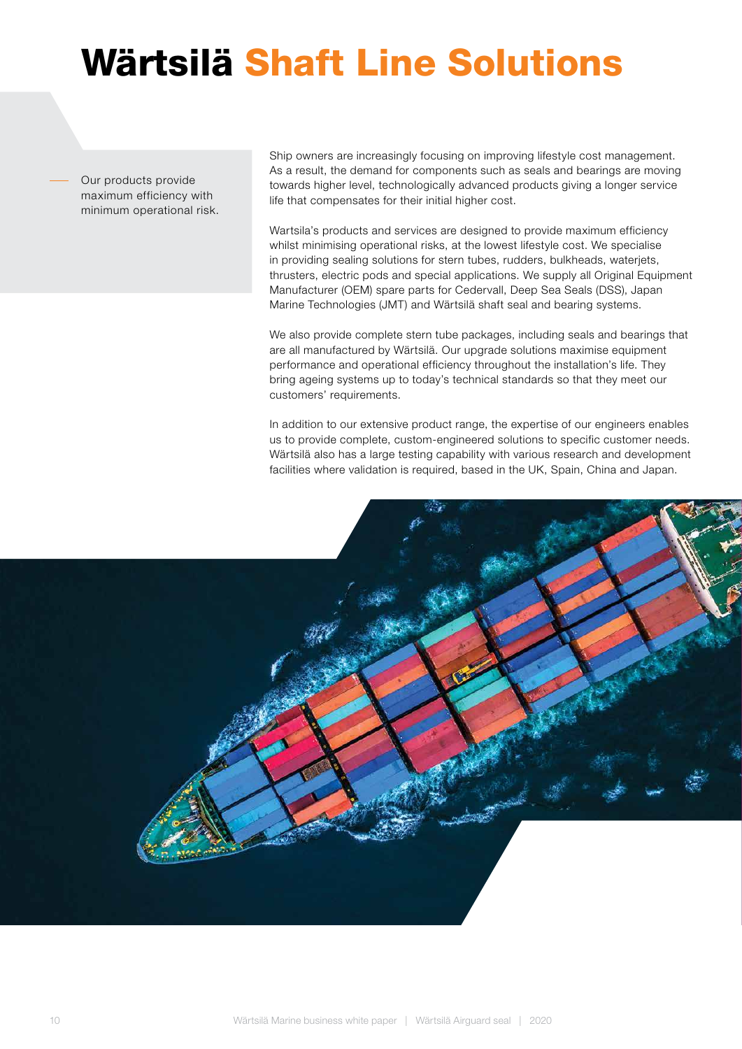# Wärtsilä Shaft Line Solutions

Our products provide maximum efficiency with minimum operational risk.

Ship owners are increasingly focusing on improving lifestyle cost management. As a result, the demand for components such as seals and bearings are moving towards higher level, technologically advanced products giving a longer service life that compensates for their initial higher cost.

Wartsila's products and services are designed to provide maximum efficiency whilst minimising operational risks, at the lowest lifestyle cost. We specialise in providing sealing solutions for stern tubes, rudders, bulkheads, waterjets, thrusters, electric pods and special applications. We supply all Original Equipment Manufacturer (OEM) spare parts for Cedervall, Deep Sea Seals (DSS), Japan Marine Technologies (JMT) and Wärtsilä shaft seal and bearing systems.

We also provide complete stern tube packages, including seals and bearings that are all manufactured by Wärtsilä. Our upgrade solutions maximise equipment performance and operational efficiency throughout the installation's life. They bring ageing systems up to today's technical standards so that they meet our customers' requirements.

In addition to our extensive product range, the expertise of our engineers enables us to provide complete, custom-engineered solutions to specific customer needs. Wärtsilä also has a large testing capability with various research and development facilities where validation is required, based in the UK, Spain, China and Japan.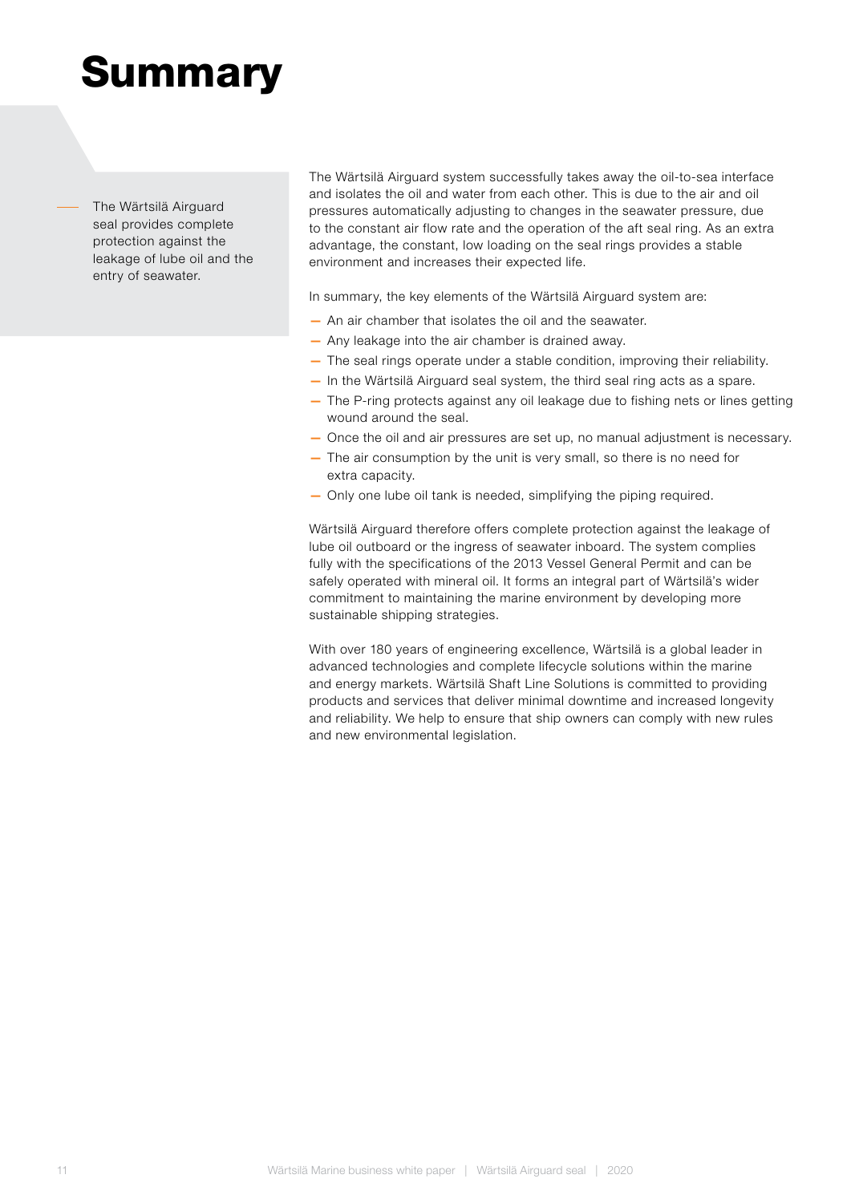# Summary

The Wärtsilä Airguard seal provides complete protection against the leakage of lube oil and the entry of seawater.

The Wärtsilä Airguard system successfully takes away the oil-to-sea interface and isolates the oil and water from each other. This is due to the air and oil pressures automatically adjusting to changes in the seawater pressure, due to the constant air flow rate and the operation of the aft seal ring. As an extra advantage, the constant, low loading on the seal rings provides a stable environment and increases their expected life.

In summary, the key elements of the Wärtsilä Airguard system are:

- An air chamber that isolates the oil and the seawater.
- Any leakage into the air chamber is drained away.
- The seal rings operate under a stable condition, improving their reliability.
- In the Wärtsilä Airguard seal system, the third seal ring acts as a spare.
- The P-ring protects against any oil leakage due to fishing nets or lines getting wound around the seal.
- Once the oil and air pressures are set up, no manual adjustment is necessary.
- The air consumption by the unit is very small, so there is no need for extra capacity.
- Only one lube oil tank is needed, simplifying the piping required.

Wärtsilä Airguard therefore offers complete protection against the leakage of lube oil outboard or the ingress of seawater inboard. The system complies fully with the specifications of the 2013 Vessel General Permit and can be safely operated with mineral oil. It forms an integral part of Wärtsilä's wider commitment to maintaining the marine environment by developing more sustainable shipping strategies.

With over 180 years of engineering excellence, Wärtsilä is a global leader in advanced technologies and complete lifecycle solutions within the marine and energy markets. Wärtsilä Shaft Line Solutions is committed to providing products and services that deliver minimal downtime and increased longevity and reliability. We help to ensure that ship owners can comply with new rules and new environmental legislation.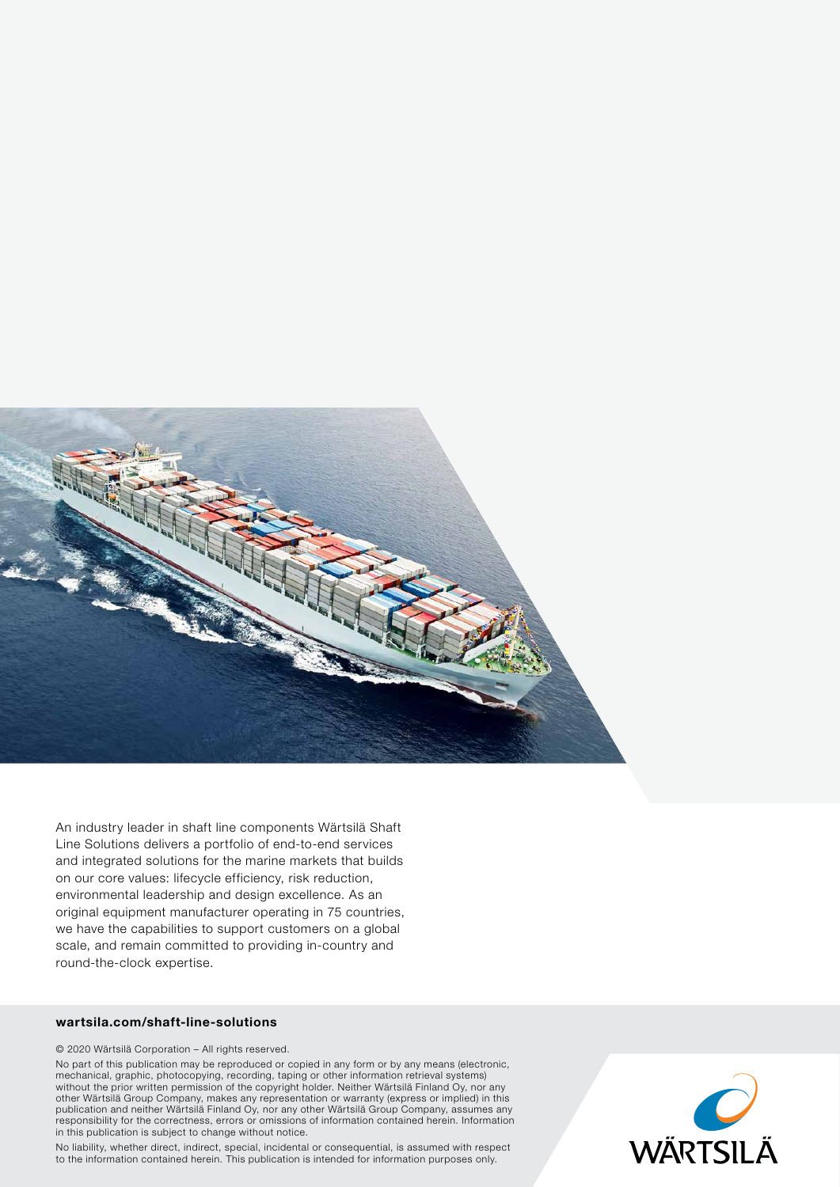An industry leader in shaft line components Wärtsilä Shaft Line Solutions delivers a portfolio of end-to-end services and integrated solutions for the marine markets that builds on our core values: lifecycle efficiency, risk reduction, environmental leadership and design excellence. As an original equipment manufacturer operating in 75 countries, we have the capabilities to support customers on a global scale, and remain committed to providing in-country and round-the-clock expertise.

**wartsila.com/shaft-line-solutions**

© 2020 Wärtsilä Corporation – All rights reserved.

No part of this publication may be reproduced or copied in any form or by any means (electronic, mechanical, graphic, photocopying, recording, taping or other information retrieval systems) without the prior written permission of the copyright holder. Neither Wärtsilä Finland Oy, nor any other Wärtsilä Group Company, makes any representation or warranty (express or implied) in this publication and neither Wärtsilä Finland Oy, nor any other Wärtsilä Group Company, assumes any responsibility for the correctness, errors or omissions of information contained herein. Information in this publication is subject to change without notice.

No liability, whether direct, indirect, special, incidental or consequential, is assumed with respect to the information contained herein. This publication is intended for information purposes only.

WÄRTSILÄ